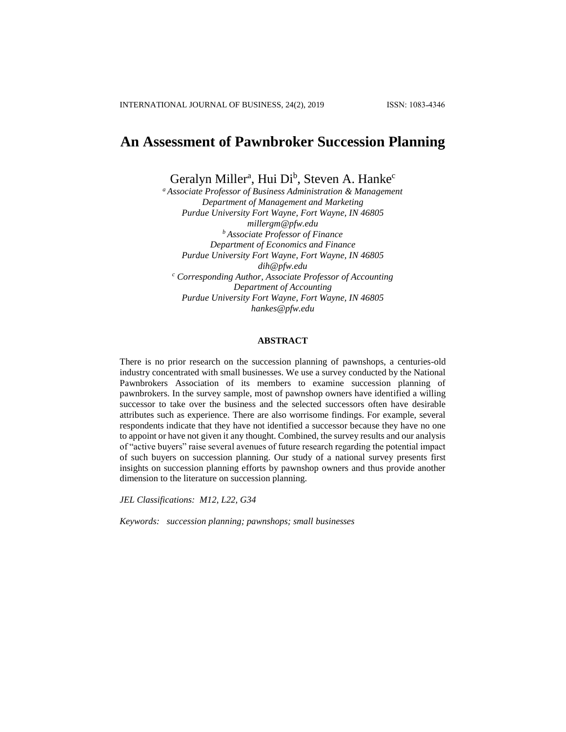# An Assessment of Pawnbroker Succession Planning

Geralyn Miller[a], Hui Di[b], Steven A. Hanke[c]

[a] *Associate Professor of Business Administration & Management*
*Department of Management and Marketing*
*Purdue University Fort Wayne, Fort Wayne, IN 46805*
*millergm@pfw.edu*

[b] *Associate Professor of Finance*
*Department of Economics and Finance*
*Purdue University Fort Wayne, Fort Wayne, IN 46805*
*dih@pfw.edu*

[c] *Corresponding Author, Associate Professor of Accounting*
*Department of Accounting*
*Purdue University Fort Wayne, Fort Wayne, IN 46805*
*hankes@pfw.edu*

## ABSTRACT

There is no prior research on the succession planning of pawnshops, a centuries-old industry concentrated with small businesses. We use a survey conducted by the National Pawnbrokers Association of its members to examine succession planning of pawnbrokers. In the survey sample, most of pawnshop owners have identified a willing successor to take over the business and the selected successors often have desirable attributes such as experience. There are also worrisome findings. For example, several respondents indicate that they have not identified a successor because they have no one to appoint or have not given it any thought. Combined, the survey results and our analysis of "active buyers" raise several avenues of future research regarding the potential impact of such buyers on succession planning. Our study of a national survey presents first insights on succession planning efforts by pawnshop owners and thus provide another dimension to the literature on succession planning.

*JEL Classifications: M12, L22, G34*

*Keywords: succession planning; pawnshops; small businesses*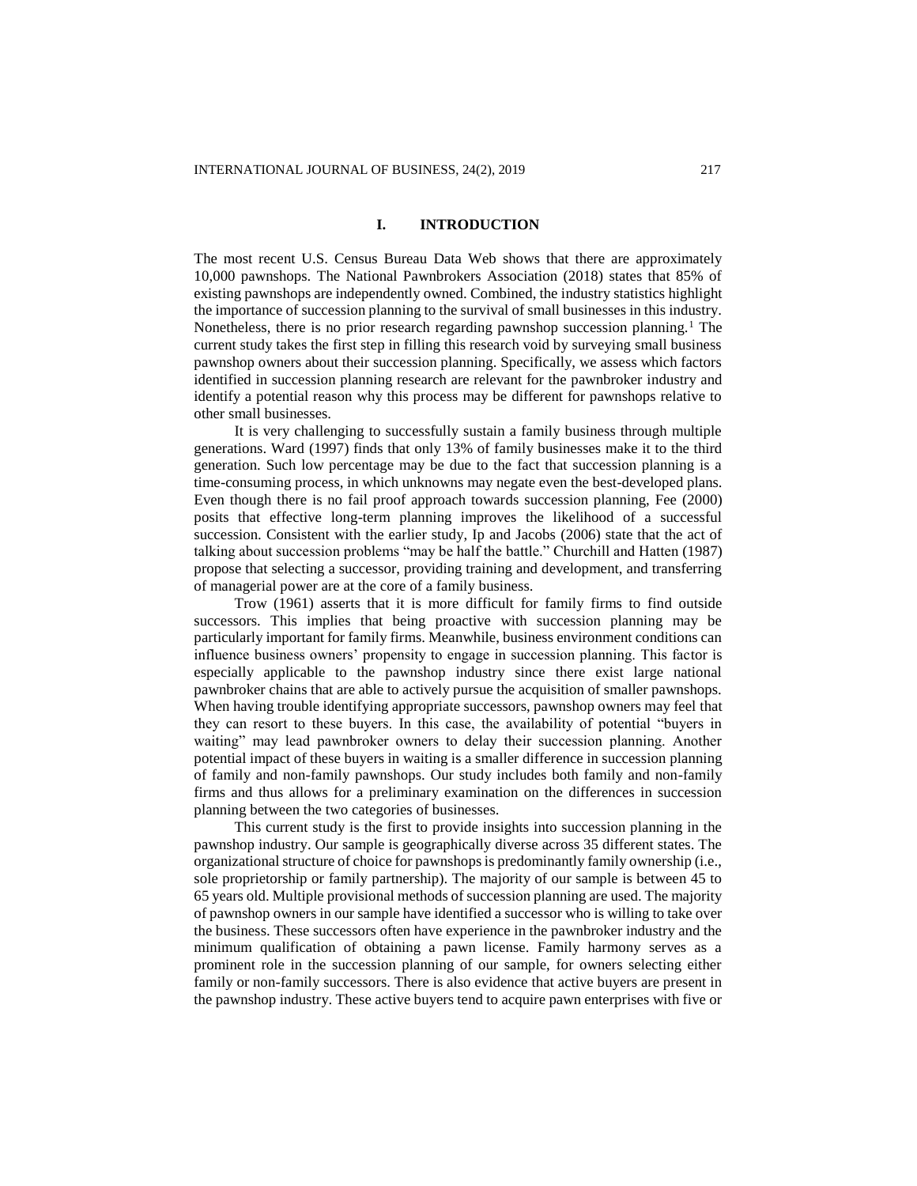## I. INTRODUCTION

The most recent U.S. Census Bureau Data Web shows that there are approximately 10,000 pawnshops. The National Pawnbrokers Association (2018) states that 85% of existing pawnshops are independently owned. Combined, the industry statistics highlight the importance of succession planning to the survival of small businesses in this industry. Nonetheless, there is no prior research regarding pawnshop succession planning.[1] The current study takes the first step in filling this research void by surveying small business pawnshop owners about their succession planning. Specifically, we assess which factors identified in succession planning research are relevant for the pawnbroker industry and identify a potential reason why this process may be different for pawnshops relative to other small businesses.

It is very challenging to successfully sustain a family business through multiple generations. Ward (1997) finds that only 13% of family businesses make it to the third generation. Such low percentage may be due to the fact that succession planning is a time-consuming process, in which unknowns may negate even the best-developed plans. Even though there is no fail proof approach towards succession planning, Fee (2000) posits that effective long-term planning improves the likelihood of a successful succession. Consistent with the earlier study, Ip and Jacobs (2006) state that the act of talking about succession problems "may be half the battle." Churchill and Hatten (1987) propose that selecting a successor, providing training and development, and transferring of managerial power are at the core of a family business.

Trow (1961) asserts that it is more difficult for family firms to find outside successors. This implies that being proactive with succession planning may be particularly important for family firms. Meanwhile, business environment conditions can influence business owners' propensity to engage in succession planning. This factor is especially applicable to the pawnshop industry since there exist large national pawnbroker chains that are able to actively pursue the acquisition of smaller pawnshops. When having trouble identifying appropriate successors, pawnshop owners may feel that they can resort to these buyers. In this case, the availability of potential "buyers in waiting" may lead pawnbroker owners to delay their succession planning. Another potential impact of these buyers in waiting is a smaller difference in succession planning of family and non-family pawnshops. Our study includes both family and non-family firms and thus allows for a preliminary examination on the differences in succession planning between the two categories of businesses.

This current study is the first to provide insights into succession planning in the pawnshop industry. Our sample is geographically diverse across 35 different states. The organizational structure of choice for pawnshops is predominantly family ownership (i.e., sole proprietorship or family partnership). The majority of our sample is between 45 to 65 years old. Multiple provisional methods of succession planning are used. The majority of pawnshop owners in our sample have identified a successor who is willing to take over the business. These successors often have experience in the pawnbroker industry and the minimum qualification of obtaining a pawn license. Family harmony serves as a prominent role in the succession planning of our sample, for owners selecting either family or non-family successors. There is also evidence that active buyers are present in the pawnshop industry. These active buyers tend to acquire pawn enterprises with five or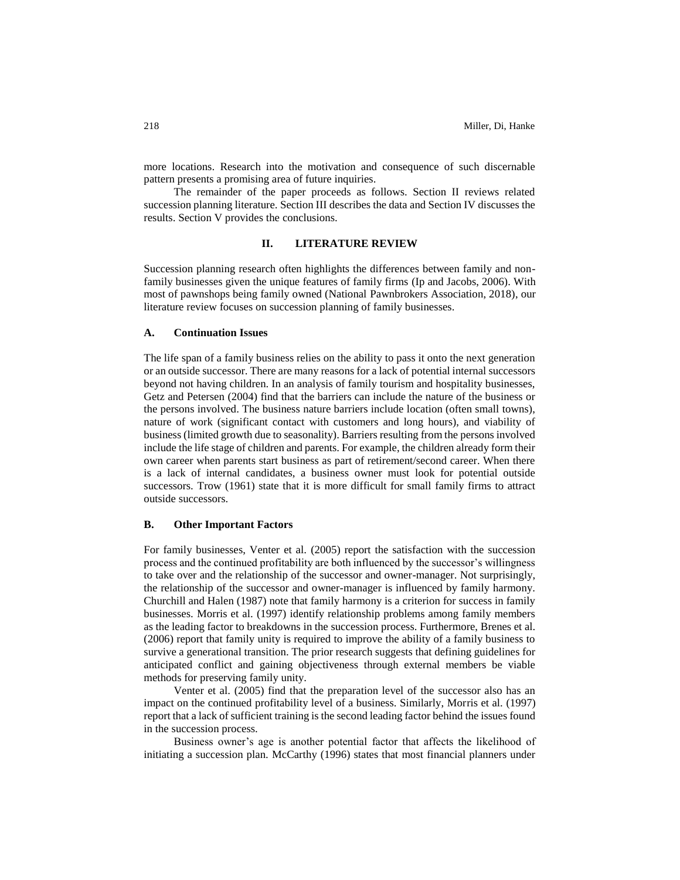more locations. Research into the motivation and consequence of such discernable pattern presents a promising area of future inquiries.

The remainder of the paper proceeds as follows. Section II reviews related succession planning literature. Section III describes the data and Section IV discusses the results. Section V provides the conclusions.

## II. LITERATURE REVIEW

Succession planning research often highlights the differences between family and non-family businesses given the unique features of family firms (Ip and Jacobs, 2006). With most of pawnshops being family owned (National Pawnbrokers Association, 2018), our literature review focuses on succession planning of family businesses.

### A. Continuation Issues

The life span of a family business relies on the ability to pass it onto the next generation or an outside successor. There are many reasons for a lack of potential internal successors beyond not having children. In an analysis of family tourism and hospitality businesses, Getz and Petersen (2004) find that the barriers can include the nature of the business or the persons involved. The business nature barriers include location (often small towns), nature of work (significant contact with customers and long hours), and viability of business (limited growth due to seasonality). Barriers resulting from the persons involved include the life stage of children and parents. For example, the children already form their own career when parents start business as part of retirement/second career. When there is a lack of internal candidates, a business owner must look for potential outside successors. Trow (1961) state that it is more difficult for small family firms to attract outside successors.

### B. Other Important Factors

For family businesses, Venter et al. (2005) report the satisfaction with the succession process and the continued profitability are both influenced by the successor's willingness to take over and the relationship of the successor and owner-manager. Not surprisingly, the relationship of the successor and owner-manager is influenced by family harmony. Churchill and Halen (1987) note that family harmony is a criterion for success in family businesses. Morris et al. (1997) identify relationship problems among family members as the leading factor to breakdowns in the succession process. Furthermore, Brenes et al. (2006) report that family unity is required to improve the ability of a family business to survive a generational transition. The prior research suggests that defining guidelines for anticipated conflict and gaining objectiveness through external members be viable methods for preserving family unity.

Venter et al. (2005) find that the preparation level of the successor also has an impact on the continued profitability level of a business. Similarly, Morris et al. (1997) report that a lack of sufficient training is the second leading factor behind the issues found in the succession process.

Business owner's age is another potential factor that affects the likelihood of initiating a succession plan. McCarthy (1996) states that most financial planners under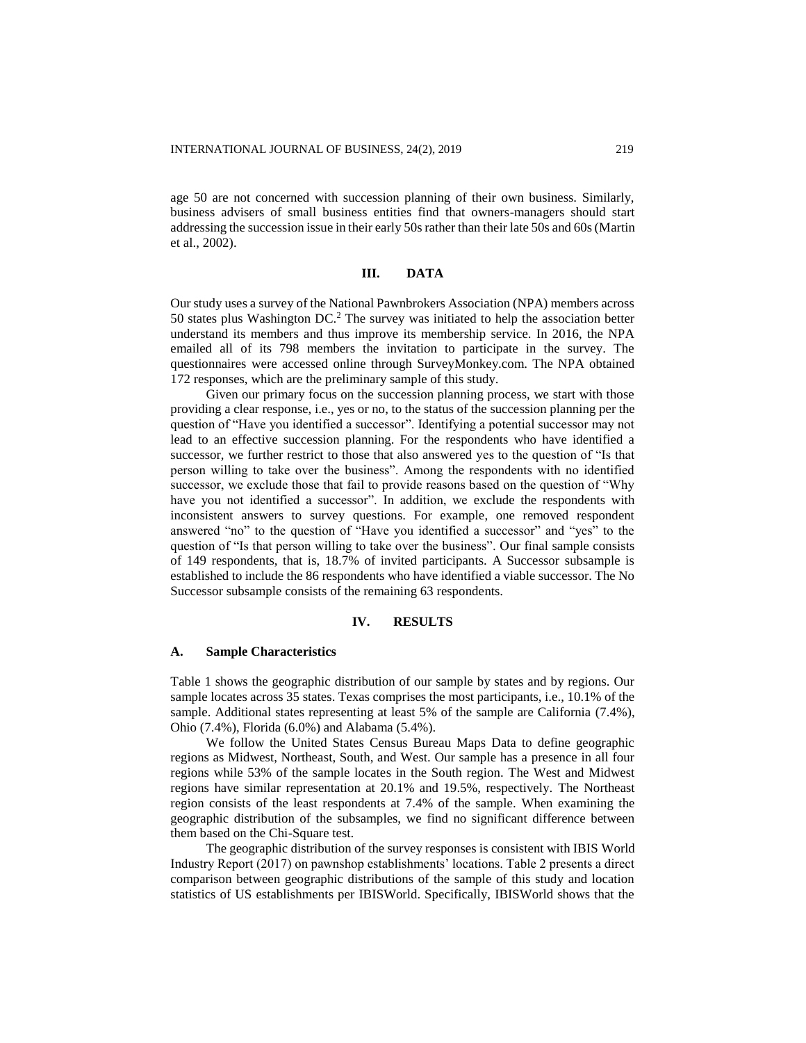age 50 are not concerned with succession planning of their own business. Similarly, business advisers of small business entities find that owners-managers should start addressing the succession issue in their early 50s rather than their late 50s and 60s (Martin et al., 2002).

## III. DATA

Our study uses a survey of the National Pawnbrokers Association (NPA) members across 50 states plus Washington DC.[2] The survey was initiated to help the association better understand its members and thus improve its membership service. In 2016, the NPA emailed all of its 798 members the invitation to participate in the survey. The questionnaires were accessed online through SurveyMonkey.com. The NPA obtained 172 responses, which are the preliminary sample of this study.

Given our primary focus on the succession planning process, we start with those providing a clear response, i.e., yes or no, to the status of the succession planning per the question of "Have you identified a successor". Identifying a potential successor may not lead to an effective succession planning. For the respondents who have identified a successor, we further restrict to those that also answered yes to the question of "Is that person willing to take over the business". Among the respondents with no identified successor, we exclude those that fail to provide reasons based on the question of "Why have you not identified a successor". In addition, we exclude the respondents with inconsistent answers to survey questions. For example, one removed respondent answered "no" to the question of "Have you identified a successor" and "yes" to the question of "Is that person willing to take over the business". Our final sample consists of 149 respondents, that is, 18.7% of invited participants. A Successor subsample is established to include the 86 respondents who have identified a viable successor. The No Successor subsample consists of the remaining 63 respondents.

## IV. RESULTS

### A. Sample Characteristics

Table 1 shows the geographic distribution of our sample by states and by regions. Our sample locates across 35 states. Texas comprises the most participants, i.e., 10.1% of the sample. Additional states representing at least 5% of the sample are California (7.4%), Ohio (7.4%), Florida (6.0%) and Alabama (5.4%).

We follow the United States Census Bureau Maps Data to define geographic regions as Midwest, Northeast, South, and West. Our sample has a presence in all four regions while 53% of the sample locates in the South region. The West and Midwest regions have similar representation at 20.1% and 19.5%, respectively. The Northeast region consists of the least respondents at 7.4% of the sample. When examining the geographic distribution of the subsamples, we find no significant difference between them based on the Chi-Square test.

The geographic distribution of the survey responses is consistent with IBIS World Industry Report (2017) on pawnshop establishments' locations. Table 2 presents a direct comparison between geographic distributions of the sample of this study and location statistics of US establishments per IBISWorld. Specifically, IBISWorld shows that the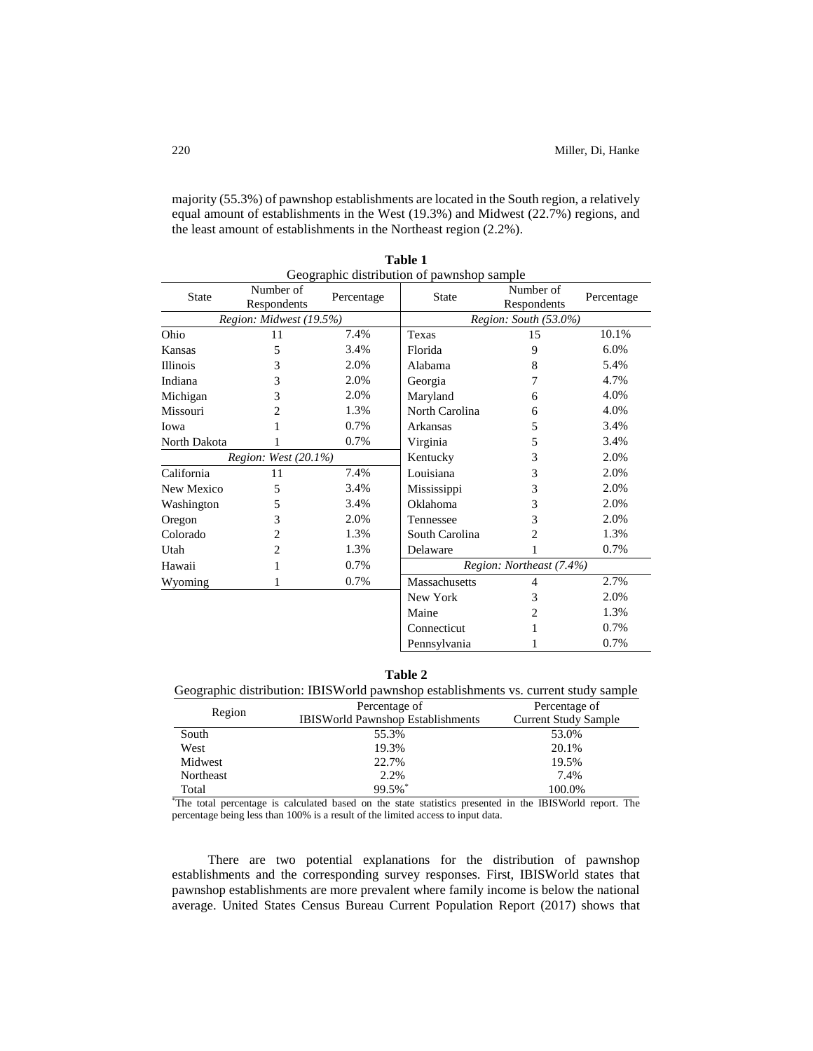majority (55.3%) of pawnshop establishments are located in the South region, a relatively equal amount of establishments in the West (19.3%) and Midwest (22.7%) regions, and the least amount of establishments in the Northeast region (2.2%).

**Table 1**
Geographic distribution of pawnshop sample

| State | Number of Respondents | Percentage | State | Number of Respondents | Percentage |
|---|---|---|---|---|---|
| *Region: Midwest (19.5%)* | | | *Region: South (53.0%)* | | |
| Ohio | 11 | 7.4% | Texas | 15 | 10.1% |
| Kansas | 5 | 3.4% | Florida | 9 | 6.0% |
| Illinois | 3 | 2.0% | Alabama | 8 | 5.4% |
| Indiana | 3 | 2.0% | Georgia | 7 | 4.7% |
| Michigan | 3 | 2.0% | Maryland | 6 | 4.0% |
| Missouri | 2 | 1.3% | North Carolina | 6 | 4.0% |
| Iowa | 1 | 0.7% | Arkansas | 5 | 3.4% |
| North Dakota | 1 | 0.7% | Virginia | 5 | 3.4% |
| *Region: West (20.1%)* | | | Kentucky | 3 | 2.0% |
| California | 11 | 7.4% | Louisiana | 3 | 2.0% |
| New Mexico | 5 | 3.4% | Mississippi | 3 | 2.0% |
| Washington | 5 | 3.4% | Oklahoma | 3 | 2.0% |
| Oregon | 3 | 2.0% | Tennessee | 3 | 2.0% |
| Colorado | 2 | 1.3% | South Carolina | 2 | 1.3% |
| Utah | 2 | 1.3% | Delaware | 1 | 0.7% |
| Hawaii | 1 | 0.7% | *Region: Northeast (7.4%)* | | |
| Wyoming | 1 | 0.7% | Massachusetts | 4 | 2.7% |
| | | | New York | 3 | 2.0% |
| | | | Maine | 2 | 1.3% |
| | | | Connecticut | 1 | 0.7% |
| | | | Pennsylvania | 1 | 0.7% |

**Table 2**
Geographic distribution: IBISWorld pawnshop establishments vs. current study sample

| Region | Percentage of IBISWorld Pawnshop Establishments | Percentage of Current Study Sample |
|---|---|---|
| South | 55.3% | 53.0% |
| West | 19.3% | 20.1% |
| Midwest | 22.7% | 19.5% |
| Northeast | 2.2% | 7.4% |
| Total | 99.5%* | 100.0% |

*The total percentage is calculated based on the state statistics presented in the IBISWorld report. The percentage being less than 100% is a result of the limited access to input data.

There are two potential explanations for the distribution of pawnshop establishments and the corresponding survey responses. First, IBISWorld states that pawnshop establishments are more prevalent where family income is below the national average. United States Census Bureau Current Population Report (2017) shows that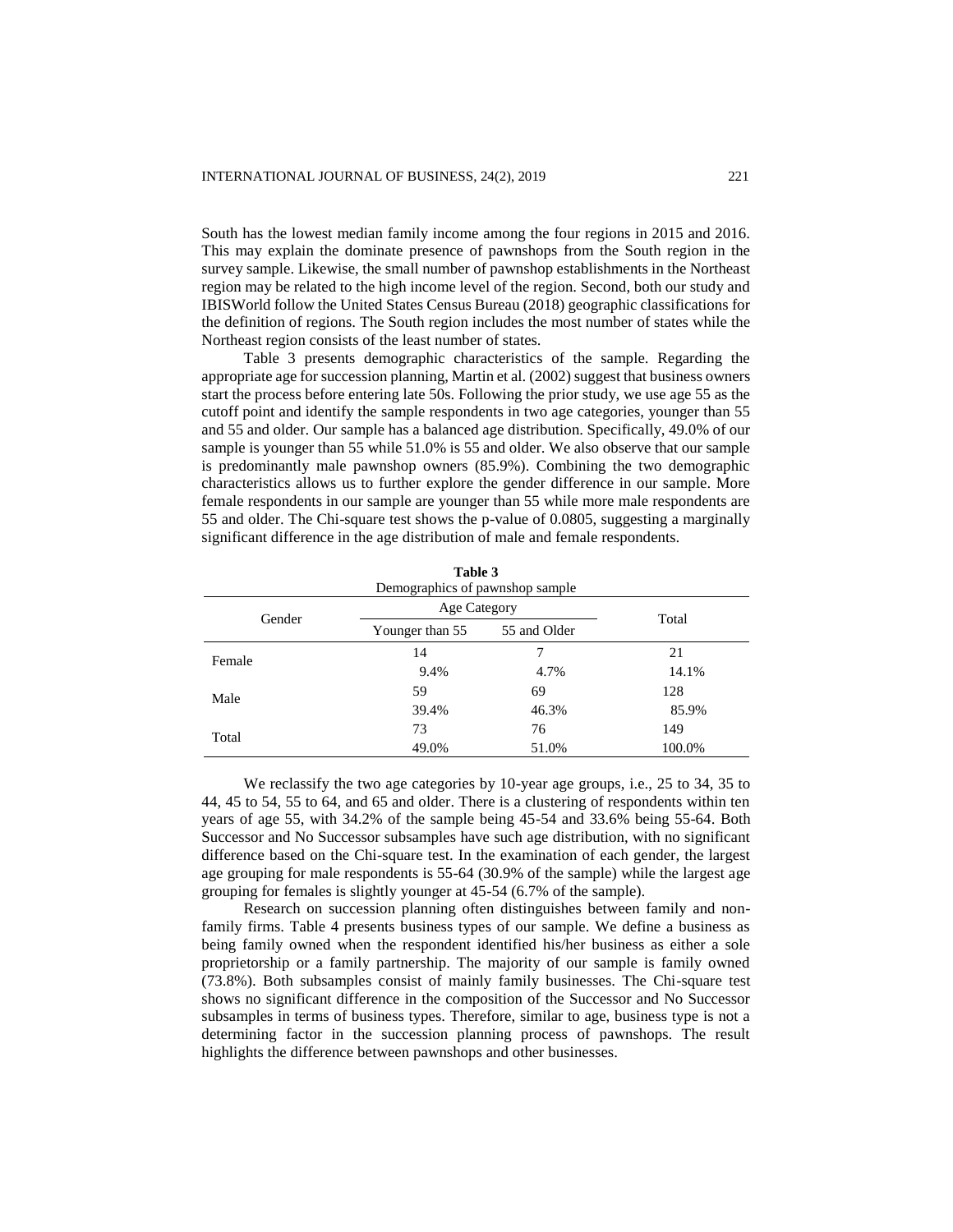South has the lowest median family income among the four regions in 2015 and 2016. This may explain the dominate presence of pawnshops from the South region in the survey sample. Likewise, the small number of pawnshop establishments in the Northeast region may be related to the high income level of the region. Second, both our study and IBISWorld follow the United States Census Bureau (2018) geographic classifications for the definition of regions. The South region includes the most number of states while the Northeast region consists of the least number of states.

Table 3 presents demographic characteristics of the sample. Regarding the appropriate age for succession planning, Martin et al. (2002) suggest that business owners start the process before entering late 50s. Following the prior study, we use age 55 as the cutoff point and identify the sample respondents in two age categories, younger than 55 and 55 and older. Our sample has a balanced age distribution. Specifically, 49.0% of our sample is younger than 55 while 51.0% is 55 and older. We also observe that our sample is predominantly male pawnshop owners (85.9%). Combining the two demographic characteristics allows us to further explore the gender difference in our sample. More female respondents in our sample are younger than 55 while more male respondents are 55 and older. The Chi-square test shows the p-value of 0.0805, suggesting a marginally significant difference in the age distribution of male and female respondents.

**Table 3**
Demographics of pawnshop sample

| Gender | Age Category | | Total |
|---|---|---|---|
| | Younger than 55 | 55 and Older | |
| Female | 14 | 7 | 21 |
| | 9.4% | 4.7% | 14.1% |
| Male | 59 | 69 | 128 |
| | 39.4% | 46.3% | 85.9% |
| Total | 73 | 76 | 149 |
| | 49.0% | 51.0% | 100.0% |

We reclassify the two age categories by 10-year age groups, i.e., 25 to 34, 35 to 44, 45 to 54, 55 to 64, and 65 and older. There is a clustering of respondents within ten years of age 55, with 34.2% of the sample being 45-54 and 33.6% being 55-64. Both Successor and No Successor subsamples have such age distribution, with no significant difference based on the Chi-square test. In the examination of each gender, the largest age grouping for male respondents is 55-64 (30.9% of the sample) while the largest age grouping for females is slightly younger at 45-54 (6.7% of the sample).

Research on succession planning often distinguishes between family and non-family firms. Table 4 presents business types of our sample. We define a business as being family owned when the respondent identified his/her business as either a sole proprietorship or a family partnership. The majority of our sample is family owned (73.8%). Both subsamples consist of mainly family businesses. The Chi-square test shows no significant difference in the composition of the Successor and No Successor subsamples in terms of business types. Therefore, similar to age, business type is not a determining factor in the succession planning process of pawnshops. The result highlights the difference between pawnshops and other businesses.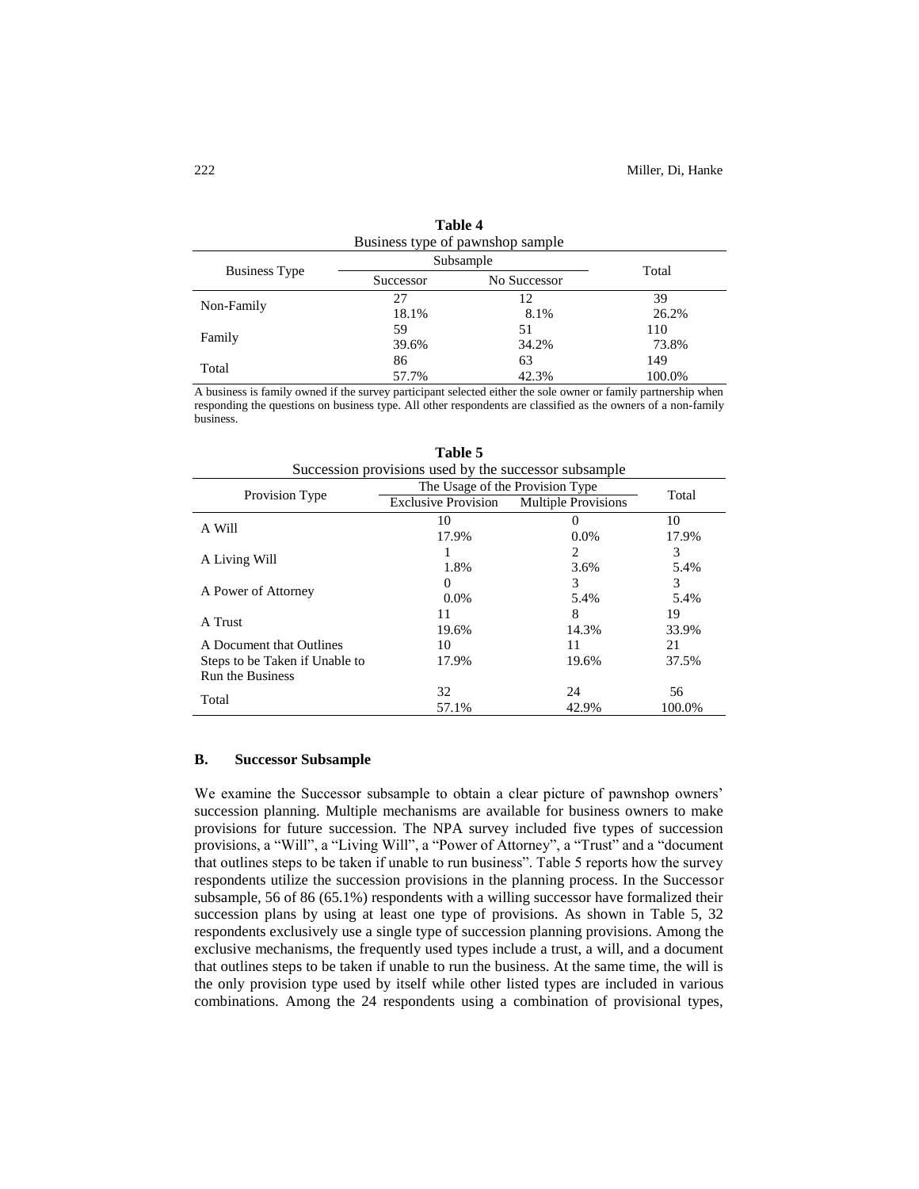**Table 4**
Business type of pawnshop sample

| Business Type | Subsample | | Total |
|---|---|---|---|
| | Successor | No Successor | |
| Non-Family | 27<br>18.1% | 12<br>8.1% | 39<br>26.2% |
| Family | 59<br>39.6% | 51<br>34.2% | 110<br>73.8% |
| Total | 86<br>57.7% | 63<br>42.3% | 149<br>100.0% |

A business is family owned if the survey participant selected either the sole owner or family partnership when responding the questions on business type. All other respondents are classified as the owners of a non-family business.

**Table 5**
Succession provisions used by the successor subsample

| Provision Type | The Usage of the Provision Type | | Total |
|---|---|---|---|
| | Exclusive Provision | Multiple Provisions | |
| A Will | 10<br>17.9% | 0<br>0.0% | 10<br>17.9% |
| A Living Will | 1<br>1.8% | 2<br>3.6% | 3<br>5.4% |
| A Power of Attorney | 0<br>0.0% | 3<br>5.4% | 3<br>5.4% |
| A Trust | 11<br>19.6% | 8<br>14.3% | 19<br>33.9% |
| A Document that Outlines Steps to be Taken if Unable to Run the Business | 10<br>17.9% | 11<br>19.6% | 21<br>37.5% |
| Total | 32<br>57.1% | 24<br>42.9% | 56<br>100.0% |

### B. Successor Subsample

We examine the Successor subsample to obtain a clear picture of pawnshop owners' succession planning. Multiple mechanisms are available for business owners to make provisions for future succession. The NPA survey included five types of succession provisions, a "Will", a "Living Will", a "Power of Attorney", a "Trust" and a "document that outlines steps to be taken if unable to run business". Table 5 reports how the survey respondents utilize the succession provisions in the planning process. In the Successor subsample, 56 of 86 (65.1%) respondents with a willing successor have formalized their succession plans by using at least one type of provisions. As shown in Table 5, 32 respondents exclusively use a single type of succession planning provisions. Among the exclusive mechanisms, the frequently used types include a trust, a will, and a document that outlines steps to be taken if unable to run the business. At the same time, the will is the only provision type used by itself while other listed types are included in various combinations. Among the 24 respondents using a combination of provisional types,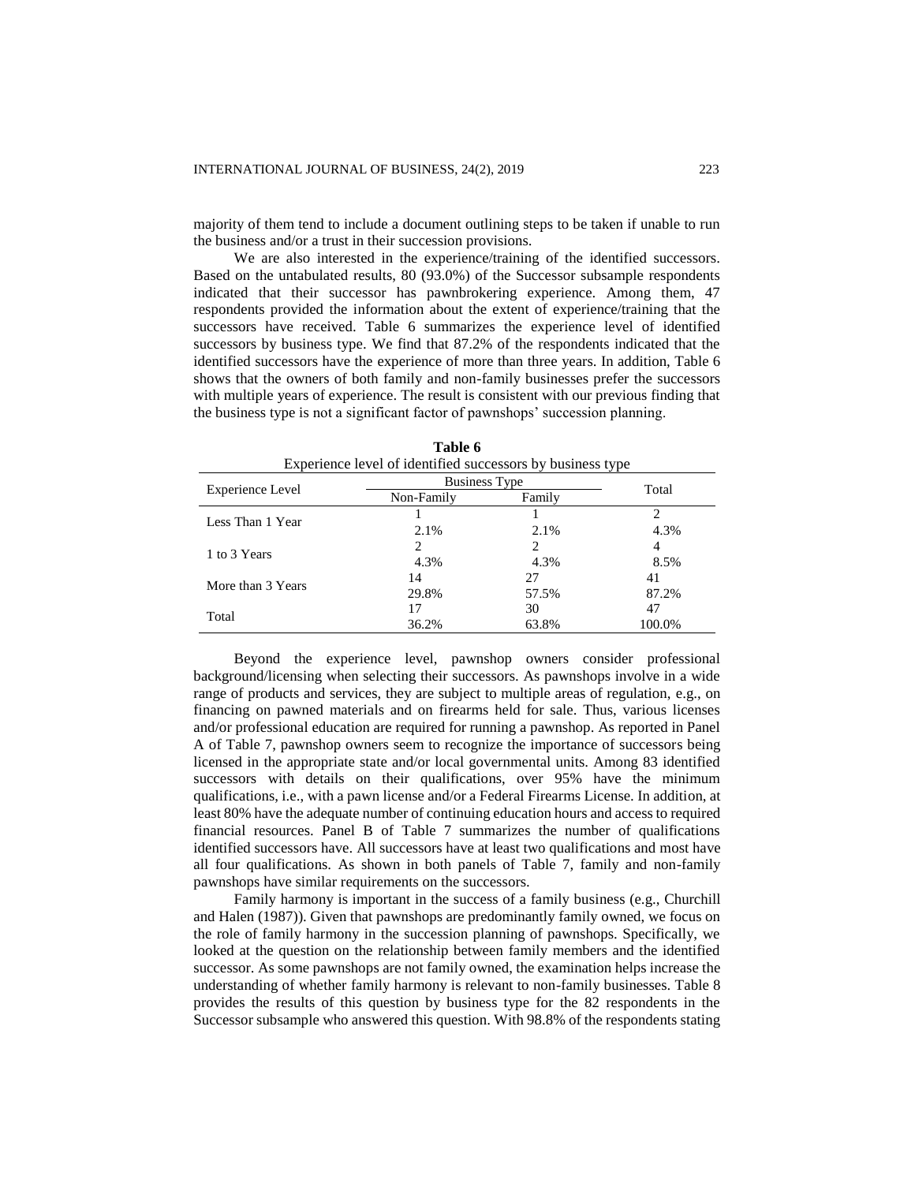majority of them tend to include a document outlining steps to be taken if unable to run the business and/or a trust in their succession provisions.

We are also interested in the experience/training of the identified successors. Based on the untabulated results, 80 (93.0%) of the Successor subsample respondents indicated that their successor has pawnbrokering experience. Among them, 47 respondents provided the information about the extent of experience/training that the successors have received. Table 6 summarizes the experience level of identified successors by business type. We find that 87.2% of the respondents indicated that the identified successors have the experience of more than three years. In addition, Table 6 shows that the owners of both family and non-family businesses prefer the successors with multiple years of experience. The result is consistent with our previous finding that the business type is not a significant factor of pawnshops' succession planning.

**Table 6**

Experience level of identified successors by business type

| Experience Level | Business Type | | Total |
|---|---|---|---|
| | Non-Family | Family | |
| Less Than 1 Year | 1 | 1 | 2 |
| | 2.1% | 2.1% | 4.3% |
| 1 to 3 Years | 2 | 2 | 4 |
| | 4.3% | 4.3% | 8.5% |
| More than 3 Years | 14 | 27 | 41 |
| | 29.8% | 57.5% | 87.2% |
| Total | 17 | 30 | 47 |
| | 36.2% | 63.8% | 100.0% |

Beyond the experience level, pawnshop owners consider professional background/licensing when selecting their successors. As pawnshops involve in a wide range of products and services, they are subject to multiple areas of regulation, e.g., on financing on pawned materials and on firearms held for sale. Thus, various licenses and/or professional education are required for running a pawnshop. As reported in Panel A of Table 7, pawnshop owners seem to recognize the importance of successors being licensed in the appropriate state and/or local governmental units. Among 83 identified successors with details on their qualifications, over 95% have the minimum qualifications, i.e., with a pawn license and/or a Federal Firearms License. In addition, at least 80% have the adequate number of continuing education hours and access to required financial resources. Panel B of Table 7 summarizes the number of qualifications identified successors have. All successors have at least two qualifications and most have all four qualifications. As shown in both panels of Table 7, family and non-family pawnshops have similar requirements on the successors.

Family harmony is important in the success of a family business (e.g., Churchill and Halen (1987)). Given that pawnshops are predominantly family owned, we focus on the role of family harmony in the succession planning of pawnshops. Specifically, we looked at the question on the relationship between family members and the identified successor. As some pawnshops are not family owned, the examination helps increase the understanding of whether family harmony is relevant to non-family businesses. Table 8 provides the results of this question by business type for the 82 respondents in the Successor subsample who answered this question. With 98.8% of the respondents stating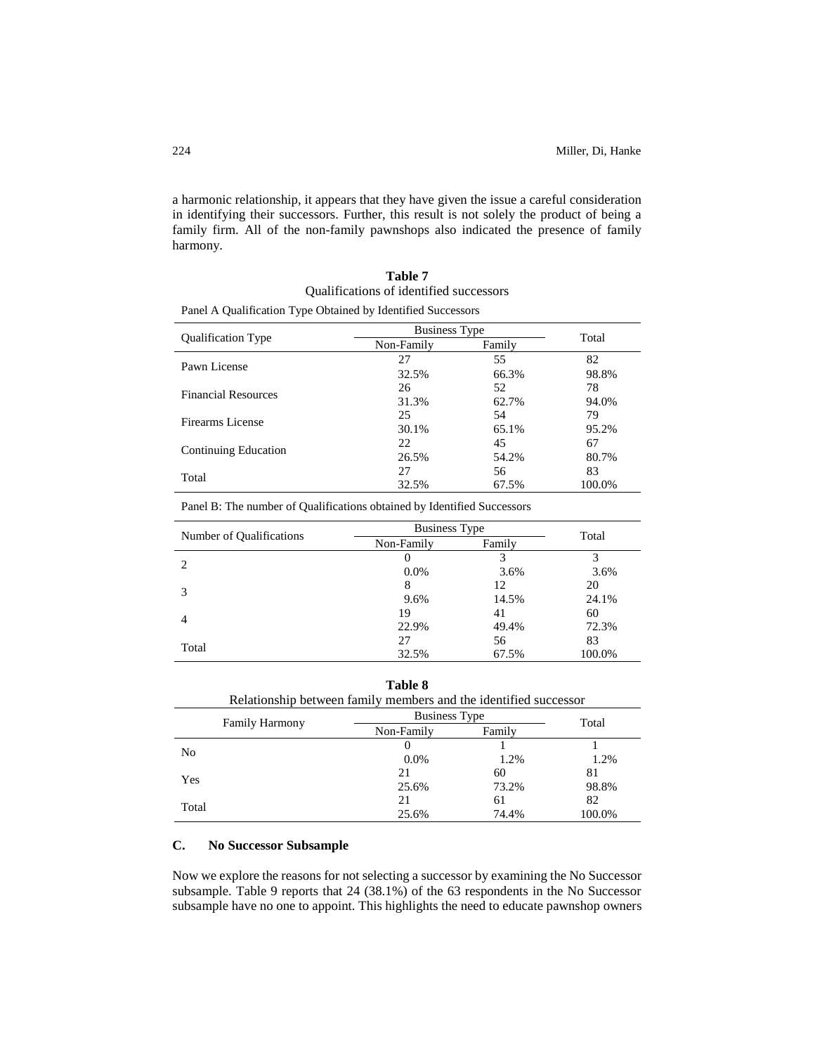a harmonic relationship, it appears that they have given the issue a careful consideration in identifying their successors. Further, this result is not solely the product of being a family firm. All of the non-family pawnshops also indicated the presence of family harmony.

**Table 7**
Qualifications of identified successors

Panel A Qualification Type Obtained by Identified Successors

| Qualification Type | Business Type | | Total |
|---|---|---|---|
| | Non-Family | Family | |
| Pawn License | 27 | 55 | 82 |
| | 32.5% | 66.3% | 98.8% |
| Financial Resources | 26 | 52 | 78 |
| | 31.3% | 62.7% | 94.0% |
| Firearms License | 25 | 54 | 79 |
| | 30.1% | 65.1% | 95.2% |
| Continuing Education | 22 | 45 | 67 |
| | 26.5% | 54.2% | 80.7% |
| Total | 27 | 56 | 83 |
| | 32.5% | 67.5% | 100.0% |

Panel B: The number of Qualifications obtained by Identified Successors

| Number of Qualifications | Business Type | | Total |
|---|---|---|---|
| | Non-Family | Family | |
| 2 | 0 | 3 | 3 |
| | 0.0% | 3.6% | 3.6% |
| 3 | 8 | 12 | 20 |
| | 9.6% | 14.5% | 24.1% |
| 4 | 19 | 41 | 60 |
| | 22.9% | 49.4% | 72.3% |
| Total | 27 | 56 | 83 |
| | 32.5% | 67.5% | 100.0% |

**Table 8**
Relationship between family members and the identified successor

| Family Harmony | Business Type | | Total |
|---|---|---|---|
| | Non-Family | Family | |
| No | 0 | 1 | 1 |
| | 0.0% | 1.2% | 1.2% |
| Yes | 21 | 60 | 81 |
| | 25.6% | 73.2% | 98.8% |
| Total | 21 | 61 | 82 |
| | 25.6% | 74.4% | 100.0% |

### C. No Successor Subsample

Now we explore the reasons for not selecting a successor by examining the No Successor subsample. Table 9 reports that 24 (38.1%) of the 63 respondents in the No Successor subsample have no one to appoint. This highlights the need to educate pawnshop owners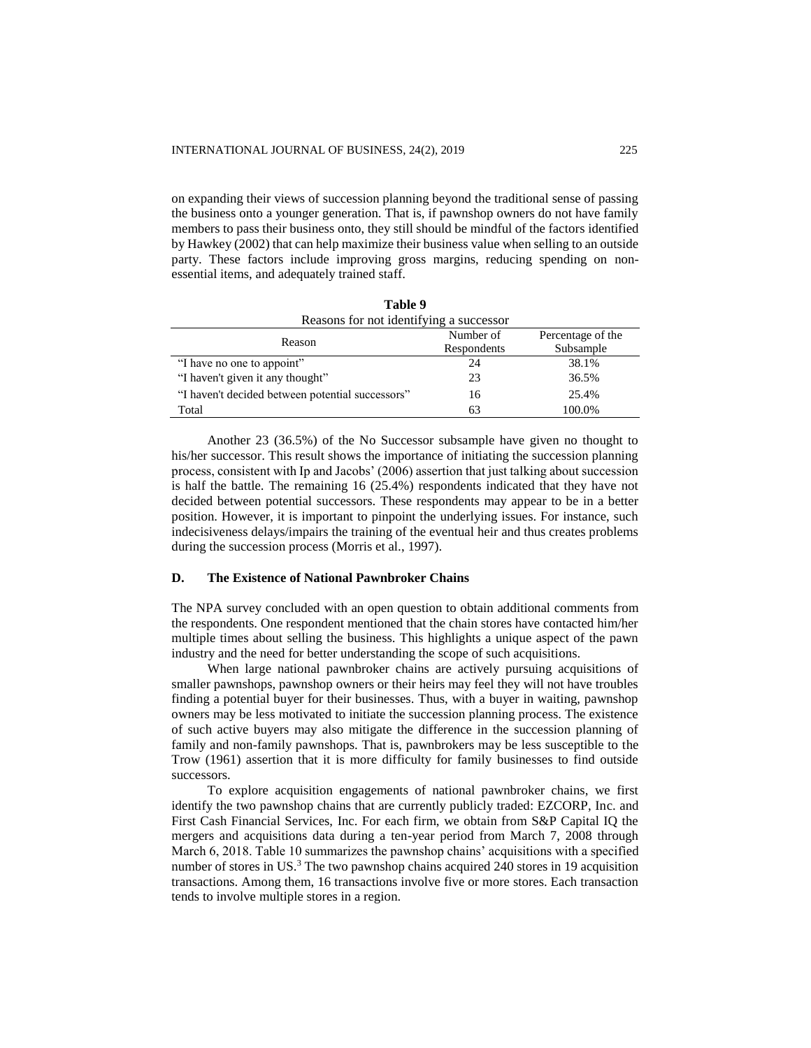on expanding their views of succession planning beyond the traditional sense of passing the business onto a younger generation. That is, if pawnshop owners do not have family members to pass their business onto, they still should be mindful of the factors identified by Hawkey (2002) that can help maximize their business value when selling to an outside party. These factors include improving gross margins, reducing spending on non-essential items, and adequately trained staff.

**Table 9**
Reasons for not identifying a successor

| Reason | Number of Respondents | Percentage of the Subsample |
|---|---|---|
| “I have no one to appoint” | 24 | 38.1% |
| “I haven't given it any thought” | 23 | 36.5% |
| “I haven't decided between potential successors” | 16 | 25.4% |
| Total | 63 | 100.0% |

Another 23 (36.5%) of the No Successor subsample have given no thought to his/her successor. This result shows the importance of initiating the succession planning process, consistent with Ip and Jacobs’ (2006) assertion that just talking about succession is half the battle. The remaining 16 (25.4%) respondents indicated that they have not decided between potential successors. These respondents may appear to be in a better position. However, it is important to pinpoint the underlying issues. For instance, such indecisiveness delays/impairs the training of the eventual heir and thus creates problems during the succession process (Morris et al., 1997).

### D. The Existence of National Pawnbroker Chains

The NPA survey concluded with an open question to obtain additional comments from the respondents. One respondent mentioned that the chain stores have contacted him/her multiple times about selling the business. This highlights a unique aspect of the pawn industry and the need for better understanding the scope of such acquisitions.

When large national pawnbroker chains are actively pursuing acquisitions of smaller pawnshops, pawnshop owners or their heirs may feel they will not have troubles finding a potential buyer for their businesses. Thus, with a buyer in waiting, pawnshop owners may be less motivated to initiate the succession planning process. The existence of such active buyers may also mitigate the difference in the succession planning of family and non-family pawnshops. That is, pawnbrokers may be less susceptible to the Trow (1961) assertion that it is more difficulty for family businesses to find outside successors.

To explore acquisition engagements of national pawnbroker chains, we first identify the two pawnshop chains that are currently publicly traded: EZCORP, Inc. and First Cash Financial Services, Inc. For each firm, we obtain from S&P Capital IQ the mergers and acquisitions data during a ten-year period from March 7, 2008 through March 6, 2018. Table 10 summarizes the pawnshop chains’ acquisitions with a specified number of stores in US.[3] The two pawnshop chains acquired 240 stores in 19 acquisition transactions. Among them, 16 transactions involve five or more stores. Each transaction tends to involve multiple stores in a region.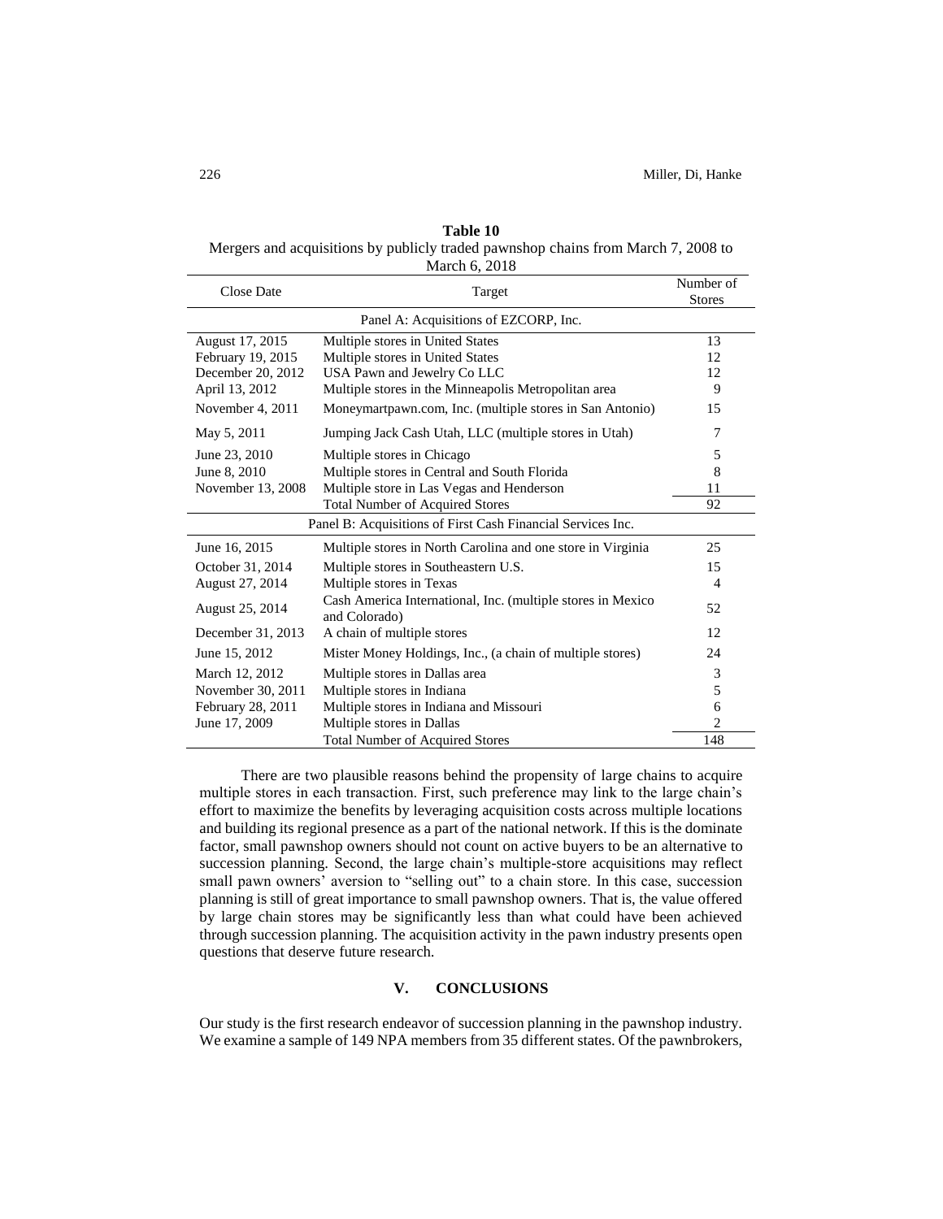**Table 10**
Mergers and acquisitions by publicly traded pawnshop chains from March 7, 2008 to March 6, 2018

| Close Date | Target | Number of Stores |
|---|---|---|
| Panel A: Acquisitions of EZCORP, Inc. | | |
| August 17, 2015 | Multiple stores in United States | 13 |
| February 19, 2015 | Multiple stores in United States | 12 |
| December 20, 2012 | USA Pawn and Jewelry Co LLC | 12 |
| April 13, 2012 | Multiple stores in the Minneapolis Metropolitan area | 9 |
| November 4, 2011 | Moneymartpawn.com, Inc. (multiple stores in San Antonio) | 15 |
| May 5, 2011 | Jumping Jack Cash Utah, LLC (multiple stores in Utah) | 7 |
| June 23, 2010 | Multiple stores in Chicago | 5 |
| June 8, 2010 | Multiple stores in Central and South Florida | 8 |
| November 13, 2008 | Multiple store in Las Vegas and Henderson | 11 |
| | Total Number of Acquired Stores | 92 |
| Panel B: Acquisitions of First Cash Financial Services Inc. | | |
| June 16, 2015 | Multiple stores in North Carolina and one store in Virginia | 25 |
| October 31, 2014 | Multiple stores in Southeastern U.S. | 15 |
| August 27, 2014 | Multiple stores in Texas | 4 |
| August 25, 2014 | Cash America International, Inc. (multiple stores in Mexico and Colorado) | 52 |
| December 31, 2013 | A chain of multiple stores | 12 |
| June 15, 2012 | Mister Money Holdings, Inc., (a chain of multiple stores) | 24 |
| March 12, 2012 | Multiple stores in Dallas area | 3 |
| November 30, 2011 | Multiple stores in Indiana | 5 |
| February 28, 2011 | Multiple stores in Indiana and Missouri | 6 |
| June 17, 2009 | Multiple stores in Dallas | 2 |
| | Total Number of Acquired Stores | 148 |

There are two plausible reasons behind the propensity of large chains to acquire multiple stores in each transaction. First, such preference may link to the large chain's effort to maximize the benefits by leveraging acquisition costs across multiple locations and building its regional presence as a part of the national network. If this is the dominate factor, small pawnshop owners should not count on active buyers to be an alternative to succession planning. Second, the large chain's multiple-store acquisitions may reflect small pawn owners' aversion to "selling out" to a chain store. In this case, succession planning is still of great importance to small pawnshop owners. That is, the value offered by large chain stores may be significantly less than what could have been achieved through succession planning. The acquisition activity in the pawn industry presents open questions that deserve future research.

## V. CONCLUSIONS

Our study is the first research endeavor of succession planning in the pawnshop industry. We examine a sample of 149 NPA members from 35 different states. Of the pawnbrokers,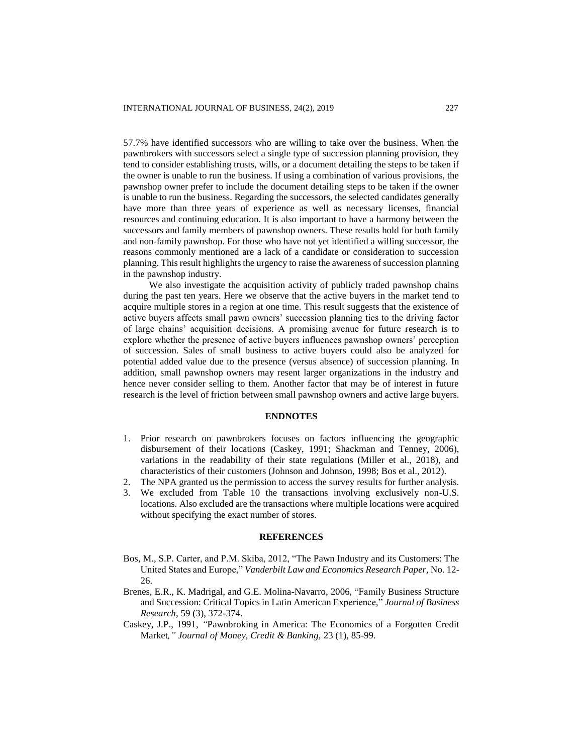57.7% have identified successors who are willing to take over the business. When the pawnbrokers with successors select a single type of succession planning provision, they tend to consider establishing trusts, wills, or a document detailing the steps to be taken if the owner is unable to run the business. If using a combination of various provisions, the pawnshop owner prefer to include the document detailing steps to be taken if the owner is unable to run the business. Regarding the successors, the selected candidates generally have more than three years of experience as well as necessary licenses, financial resources and continuing education. It is also important to have a harmony between the successors and family members of pawnshop owners. These results hold for both family and non-family pawnshop. For those who have not yet identified a willing successor, the reasons commonly mentioned are a lack of a candidate or consideration to succession planning. This result highlights the urgency to raise the awareness of succession planning in the pawnshop industry.

We also investigate the acquisition activity of publicly traded pawnshop chains during the past ten years. Here we observe that the active buyers in the market tend to acquire multiple stores in a region at one time. This result suggests that the existence of active buyers affects small pawn owners' succession planning ties to the driving factor of large chains' acquisition decisions. A promising avenue for future research is to explore whether the presence of active buyers influences pawnshop owners' perception of succession. Sales of small business to active buyers could also be analyzed for potential added value due to the presence (versus absence) of succession planning. In addition, small pawnshop owners may resent larger organizations in the industry and hence never consider selling to them. Another factor that may be of interest in future research is the level of friction between small pawnshop owners and active large buyers.

## ENDNOTES

1. Prior research on pawnbrokers focuses on factors influencing the geographic disbursement of their locations (Caskey, 1991; Shackman and Tenney, 2006), variations in the readability of their state regulations (Miller et al., 2018), and characteristics of their customers (Johnson and Johnson, 1998; Bos et al., 2012).
2. The NPA granted us the permission to access the survey results for further analysis.
3. We excluded from Table 10 the transactions involving exclusively non-U.S. locations. Also excluded are the transactions where multiple locations were acquired without specifying the exact number of stores.

## REFERENCES

Bos, M., S.P. Carter, and P.M. Skiba, 2012, "The Pawn Industry and its Customers: The United States and Europe," *Vanderbilt Law and Economics Research Paper*, No. 12-26.

Brenes, E.R., K. Madrigal, and G.E. Molina-Navarro, 2006, "Family Business Structure and Succession: Critical Topics in Latin American Experience," *Journal of Business Research*, 59 (3), 372-374.

Caskey, J.P., 1991, "Pawnbroking in America: The Economics of a Forgotten Credit Market," *Journal of Money, Credit & Banking*, 23 (1), 85-99.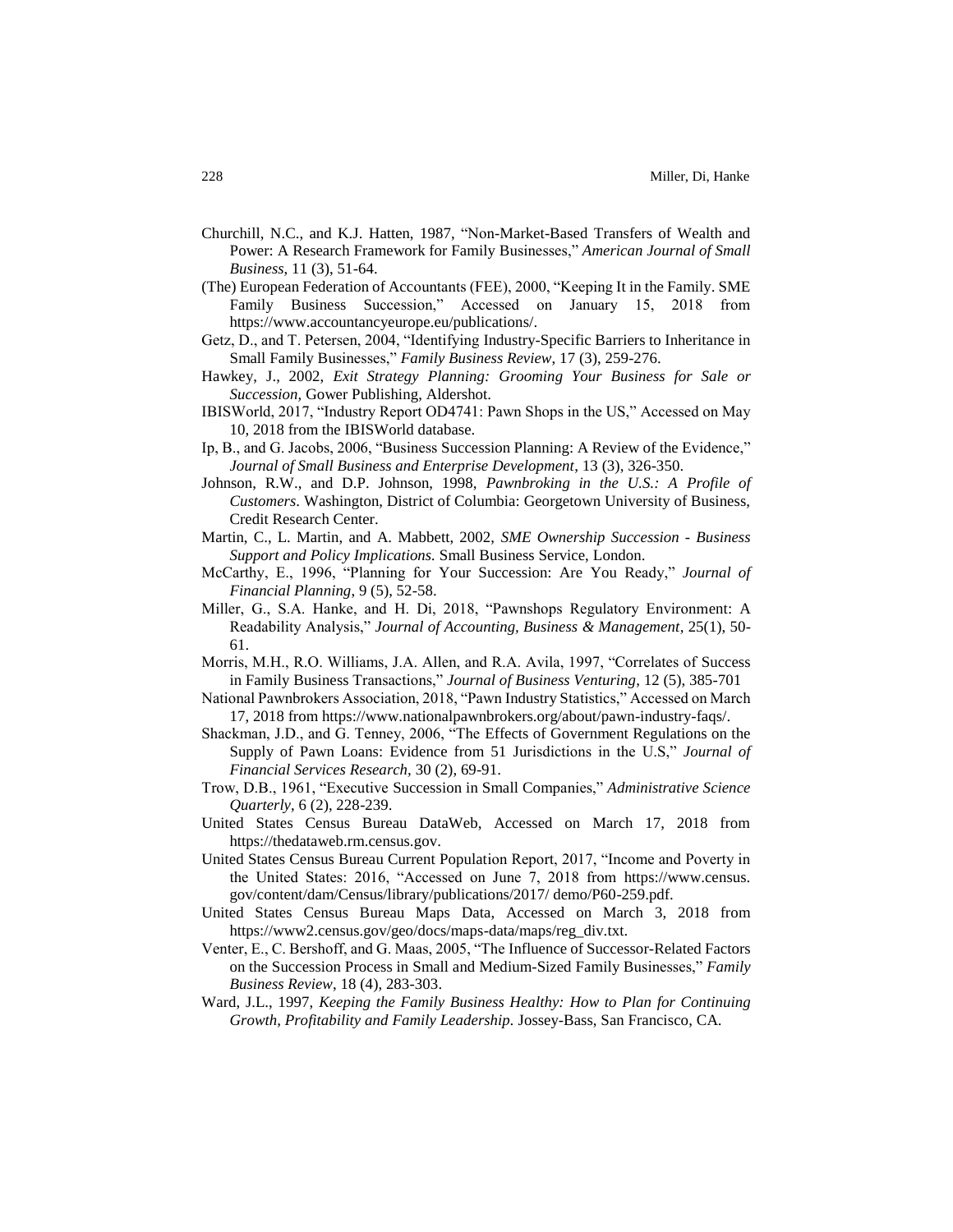Churchill, N.C., and K.J. Hatten, 1987, "Non-Market-Based Transfers of Wealth and Power: A Research Framework for Family Businesses," *American Journal of Small Business*, 11 (3), 51-64.

(The) European Federation of Accountants (FEE), 2000, "Keeping It in the Family. SME Family Business Succession," Accessed on January 15, 2018 from https://www.accountancyeurope.eu/publications/.

Getz, D., and T. Petersen, 2004, "Identifying Industry-Specific Barriers to Inheritance in Small Family Businesses," *Family Business Review*, 17 (3), 259-276.

Hawkey, J., 2002, *Exit Strategy Planning: Grooming Your Business for Sale or Succession,* Gower Publishing, Aldershot.

IBISWorld, 2017, "Industry Report OD4741: Pawn Shops in the US," Accessed on May 10, 2018 from the IBISWorld database.

Ip, B., and G. Jacobs, 2006, "Business Succession Planning: A Review of the Evidence," *Journal of Small Business and Enterprise Development*, 13 (3), 326-350.

Johnson, R.W., and D.P. Johnson, 1998, *Pawnbroking in the U.S.: A Profile of Customers*. Washington, District of Columbia: Georgetown University of Business, Credit Research Center.

Martin, C., L. Martin, and A. Mabbett, 2002, *SME Ownership Succession - Business Support and Policy Implications.* Small Business Service, London.

McCarthy, E., 1996, "Planning for Your Succession: Are You Ready," *Journal of Financial Planning*, 9 (5), 52-58.

Miller, G., S.A. Hanke, and H. Di, 2018, "Pawnshops Regulatory Environment: A Readability Analysis," *Journal of Accounting, Business & Management*, 25(1), 50-61.

Morris, M.H., R.O. Williams, J.A. Allen, and R.A. Avila, 1997, "Correlates of Success in Family Business Transactions," *Journal of Business Venturing*, 12 (5), 385-701

National Pawnbrokers Association, 2018, "Pawn Industry Statistics," Accessed on March 17, 2018 from https://www.nationalpawnbrokers.org/about/pawn-industry-faqs/.

Shackman, J.D., and G. Tenney, 2006, "The Effects of Government Regulations on the Supply of Pawn Loans: Evidence from 51 Jurisdictions in the U.S," *Journal of Financial Services Research,* 30 (2), 69-91.

Trow, D.B., 1961, "Executive Succession in Small Companies," *Administrative Science Quarterly*, 6 (2), 228-239.

United States Census Bureau DataWeb, Accessed on March 17, 2018 from https://thedataweb.rm.census.gov.

United States Census Bureau Current Population Report, 2017, "Income and Poverty in the United States: 2016, "Accessed on June 7, 2018 from https://www.census. gov/content/dam/Census/library/publications/2017/ demo/P60-259.pdf.

United States Census Bureau Maps Data, Accessed on March 3, 2018 from https://www2.census.gov/geo/docs/maps-data/maps/reg_div.txt.

Venter, E., C. Bershoff, and G. Maas, 2005, "The Influence of Successor-Related Factors on the Succession Process in Small and Medium-Sized Family Businesses," *Family Business Review*, 18 (4), 283-303.

Ward, J.L., 1997, *Keeping the Family Business Healthy: How to Plan for Continuing Growth, Profitability and Family Leadership.* Jossey-Bass, San Francisco, CA.